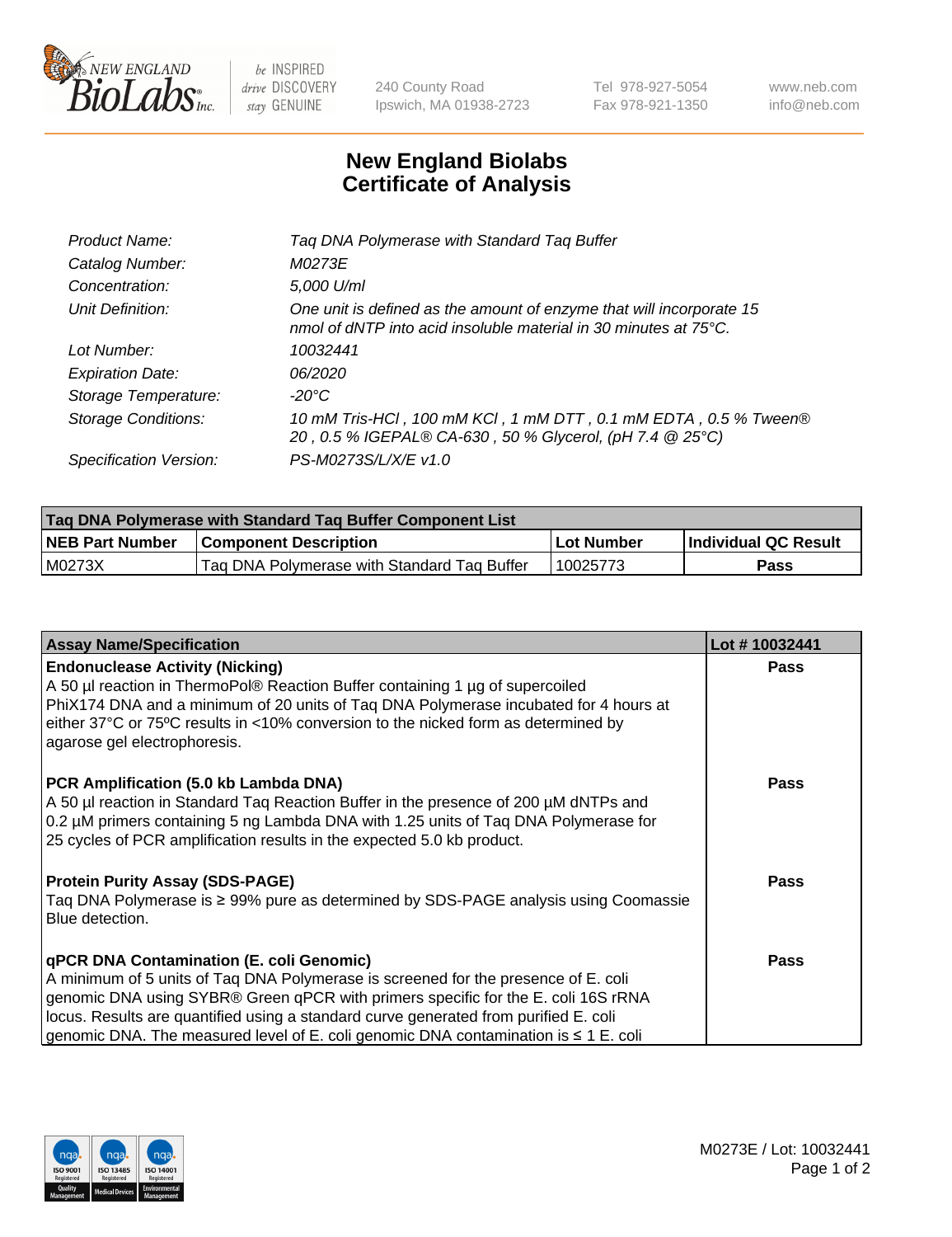# New England Biolabs
## Certificate of Analysis

| | |
|---|---|
| *Product Name:* | *Taq DNA Polymerase with Standard Taq Buffer* |
| *Catalog Number:* | *M0273E* |
| *Concentration:* | *5,000 U/ml* |
| *Unit Definition:* | *One unit is defined as the amount of enzyme that will incorporate 15 nmol of dNTP into acid insoluble material in 30 minutes at 75°C.* |
| *Lot Number:* | *10032441* |
| *Expiration Date:* | *06/2020* |
| *Storage Temperature:* | *-20°C* |
| *Storage Conditions:* | *10 mM Tris-HCl , 100 mM KCl , 1 mM DTT , 0.1 mM EDTA , 0.5 % Tween® 20 , 0.5 % IGEPAL® CA-630 , 50 % Glycerol, (pH 7.4 @ 25°C)* |
| *Specification Version:* | *PS-M0273S/L/X/E v1.0* |

| Taq DNA Polymerase with Standard Taq Buffer Component List | | | |
|---|---|---|---|
| **NEB Part Number** | **Component Description** | **Lot Number** | **Individual QC Result** |
| M0273X | Taq DNA Polymerase with Standard Taq Buffer | 10025773 | **Pass** |

| Assay Name/Specification | Lot # 10032441 |
|---|---|
| **Endonuclease Activity (Nicking)**<br>A 50 µl reaction in ThermoPol® Reaction Buffer containing 1 µg of supercoiled PhiX174 DNA and a minimum of 20 units of Taq DNA Polymerase incubated for 4 hours at either 37°C or 75ºC results in <10% conversion to the nicked form as determined by agarose gel electrophoresis. | **Pass** |
| **PCR Amplification (5.0 kb Lambda DNA)**<br>A 50 µl reaction in Standard Taq Reaction Buffer in the presence of 200 µM dNTPs and 0.2 µM primers containing 5 ng Lambda DNA with 1.25 units of Taq DNA Polymerase for 25 cycles of PCR amplification results in the expected 5.0 kb product. | **Pass** |
| **Protein Purity Assay (SDS-PAGE)**<br>Taq DNA Polymerase is ≥ 99% pure as determined by SDS-PAGE analysis using Coomassie Blue detection. | **Pass** |
| **qPCR DNA Contamination (E. coli Genomic)**<br>A minimum of 5 units of Taq DNA Polymerase is screened for the presence of E. coli genomic DNA using SYBR® Green qPCR with primers specific for the E. coli 16S rRNA locus. Results are quantified using a standard curve generated from purified E. coli genomic DNA. The measured level of E. coli genomic DNA contamination is ≤ 1 E. coli | **Pass** |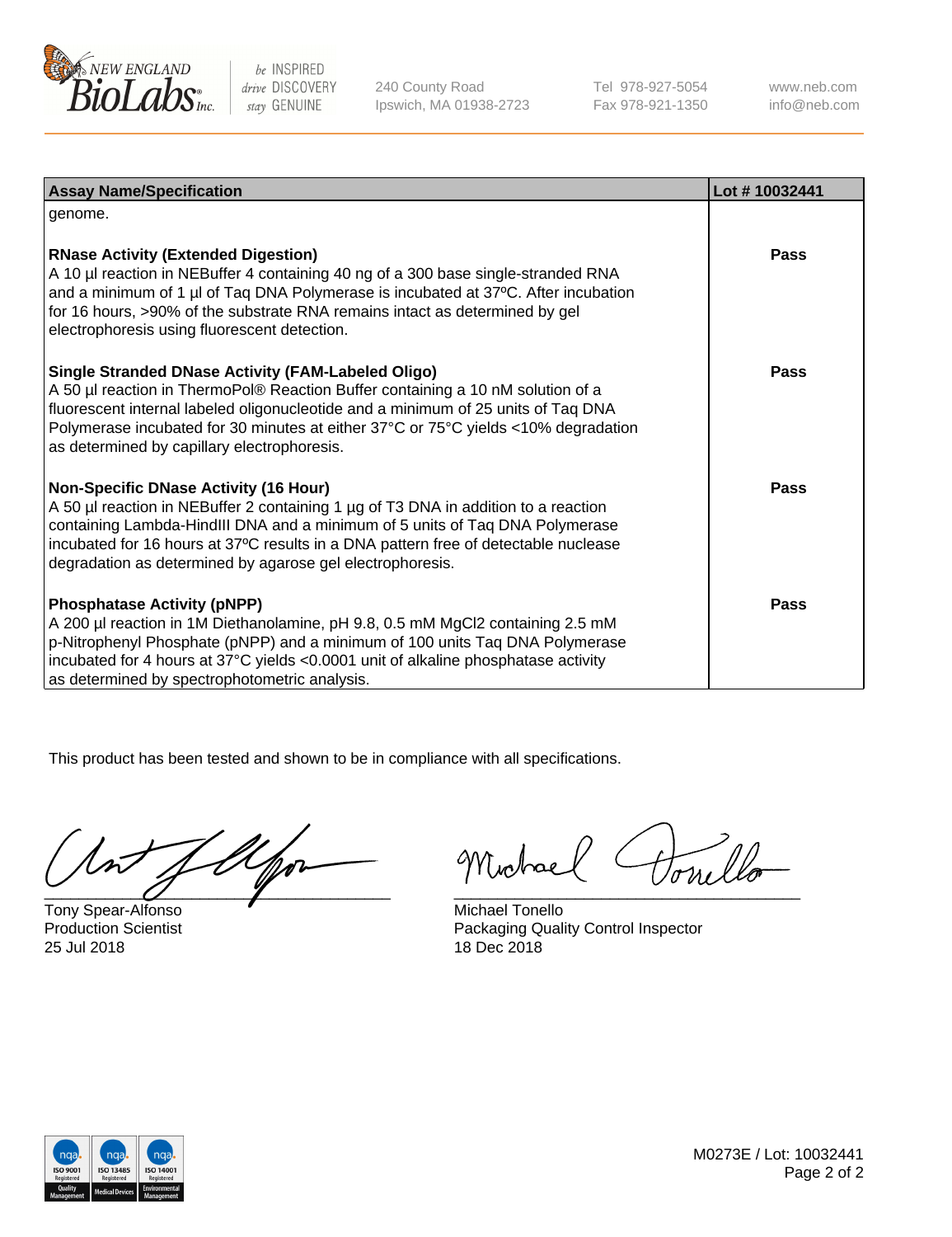| Assay Name/Specification | Lot # 10032441 |
| --- | --- |
| genome. | |
| **RNase Activity (Extended Digestion)**<br>A 10 µl reaction in NEBuffer 4 containing 40 ng of a 300 base single-stranded RNA and a minimum of 1 µl of Taq DNA Polymerase is incubated at 37ºC. After incubation for 16 hours, >90% of the substrate RNA remains intact as determined by gel electrophoresis using fluorescent detection. | **Pass** |
| **Single Stranded DNase Activity (FAM-Labeled Oligo)**<br>A 50 µl reaction in ThermoPol® Reaction Buffer containing a 10 nM solution of a fluorescent internal labeled oligonucleotide and a minimum of 25 units of Taq DNA Polymerase incubated for 30 minutes at either 37°C or 75°C yields <10% degradation as determined by capillary electrophoresis. | **Pass** |
| **Non-Specific DNase Activity (16 Hour)**<br>A 50 µl reaction in NEBuffer 2 containing 1 µg of T3 DNA in addition to a reaction containing Lambda-HindIII DNA and a minimum of 5 units of Taq DNA Polymerase incubated for 16 hours at 37ºC results in a DNA pattern free of detectable nuclease degradation as determined by agarose gel electrophoresis. | **Pass** |
| **Phosphatase Activity (pNPP)**<br>A 200 µl reaction in 1M Diethanolamine, pH 9.8, 0.5 mM $MgCl_2$ containing 2.5 mM p-Nitrophenyl Phosphate (pNPP) and a minimum of 100 units Taq DNA Polymerase incubated for 4 hours at 37°C yields <0.0001 unit of alkaline phosphatase activity as determined by spectrophotometric analysis. | **Pass** |

This product has been tested and shown to be in compliance with all specifications.

Tony Spear-Alfonso
Production Scientist
25 Jul 2018

Michael Tonello
Packaging Quality Control Inspector
18 Dec 2018

M0273E / Lot: 10032441